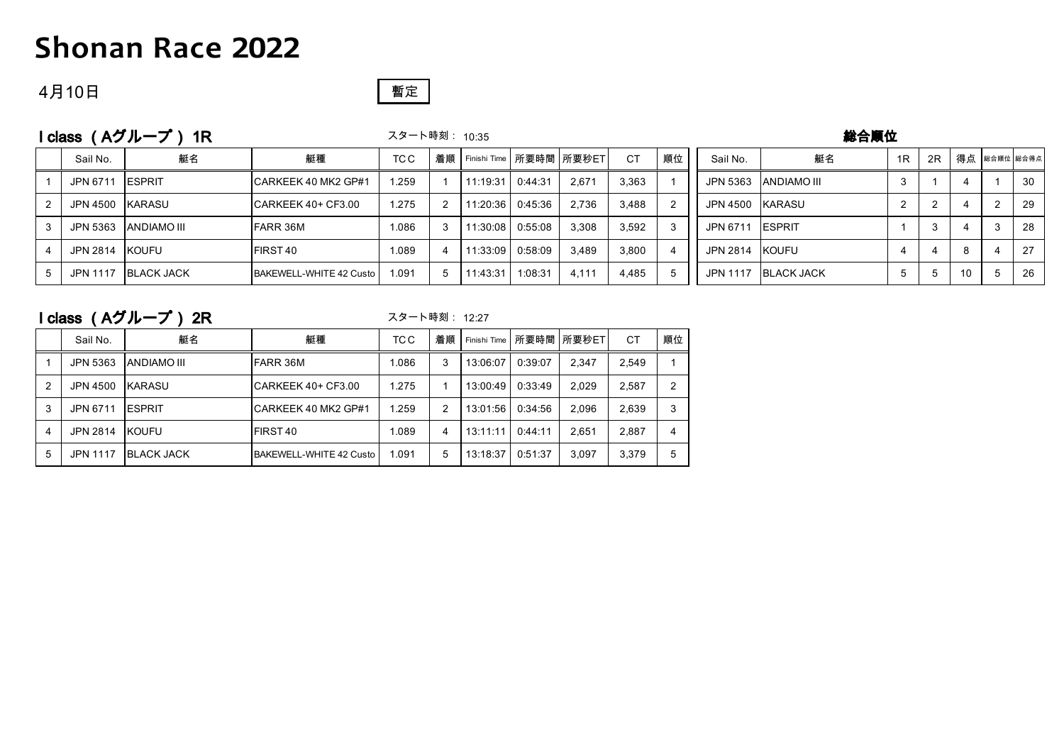# Shonan Race 2022

4月10日

暫定

## I class （Aグループ） 1R

スタート時刻： 10:35

| | Sail No. | 艇名 | 艇種 | TCC | 着順 | Finishi Time | 所要時間 | 所要秒ET | CT | 順位 |
|---|---|---|---|---|---|---|---|---|---|---|
| 1 | JPN 6711 | ESPRIT | CARKEEK 40 MK2 GP#1 | 1.259 | 1 | 11:19:31 | 0:44:31 | 2,671 | 3,363 | 1 |
| 2 | JPN 4500 | KARASU | CARKEEK 40+ CF3.00 | 1.275 | 2 | 11:20:36 | 0:45:36 | 2,736 | 3,488 | 2 |
| 3 | JPN 5363 | ANDIAMO III | FARR 36M | 1.086 | 3 | 11:30:08 | 0:55:08 | 3,308 | 3,592 | 3 |
| 4 | JPN 2814 | KOUFU | FIRST 40 | 1.089 | 4 | 11:33:09 | 0:58:09 | 3,489 | 3,800 | 4 |
| 5 | JPN 1117 | BLACK JACK | BAKEWELL-WHITE 42 Custo | 1.091 | 5 | 11:43:31 | 1:08:31 | 4,111 | 4,485 | 5 |

## 総合順位

| Sail No. | 艇名 | 1R | 2R | 得点 | 総合順位 | 総合得点 |
|---|---|---|---|---|---|---|
| JPN 5363 | ANDIAMO III | 3 | 1 | 4 | 1 | 30 |
| JPN 4500 | KARASU | 2 | 2 | 4 | 2 | 29 |
| JPN 6711 | ESPRIT | 1 | 3 | 4 | 3 | 28 |
| JPN 2814 | KOUFU | 4 | 4 | 8 | 4 | 27 |
| JPN 1117 | BLACK JACK | 5 | 5 | 10 | 5 | 26 |

## I class （Aグループ） 2R

スタート時刻： 12:27

| | Sail No. | 艇名 | 艇種 | TCC | 着順 | Finishi Time | 所要時間 | 所要秒ET | CT | 順位 |
|---|---|---|---|---|---|---|---|---|---|---|
| 1 | JPN 5363 | ANDIAMO III | FARR 36M | 1.086 | 3 | 13:06:07 | 0:39:07 | 2,347 | 2,549 | 1 |
| 2 | JPN 4500 | KARASU | CARKEEK 40+ CF3.00 | 1.275 | 1 | 13:00:49 | 0:33:49 | 2,029 | 2,587 | 2 |
| 3 | JPN 6711 | ESPRIT | CARKEEK 40 MK2 GP#1 | 1.259 | 2 | 13:01:56 | 0:34:56 | 2,096 | 2,639 | 3 |
| 4 | JPN 2814 | KOUFU | FIRST 40 | 1.089 | 4 | 13:11:11 | 0:44:11 | 2,651 | 2,887 | 4 |
| 5 | JPN 1117 | BLACK JACK | BAKEWELL-WHITE 42 Custo | 1.091 | 5 | 13:18:37 | 0:51:37 | 3,097 | 3,379 | 5 |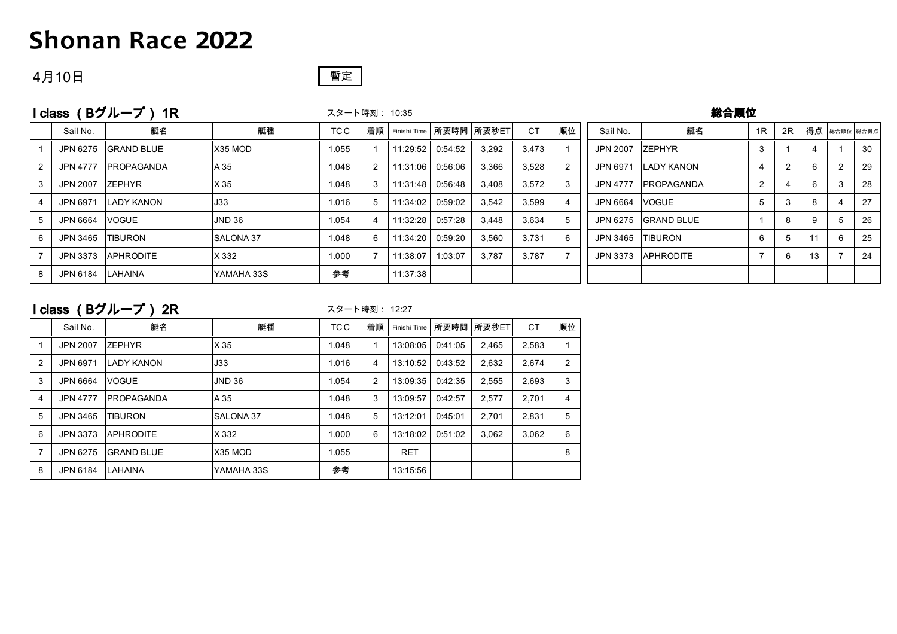# Shonan Race 2022

4月10日

暫定

## I class（Bグループ）1R

スタート時刻： 10:35

| | Sail No. | 艇名 | 艇種 | TCC | 着順 | Finishi Time | 所要時間 | 所要秒ET | CT | 順位 |
|---|---|---|---|---|---|---|---|---|---|---|
| 1 | JPN 6275 | GRAND BLUE | X35 MOD | 1.055 | 1 | 11:29:52 | 0:54:52 | 3,292 | 3,473 | 1 |
| 2 | JPN 4777 | PROPAGANDA | A 35 | 1.048 | 2 | 11:31:06 | 0:56:06 | 3,366 | 3,528 | 2 |
| 3 | JPN 2007 | ZEPHYR | X 35 | 1.048 | 3 | 11:31:48 | 0:56:48 | 3,408 | 3,572 | 3 |
| 4 | JPN 6971 | LADY KANON | J33 | 1.016 | 5 | 11:34:02 | 0:59:02 | 3,542 | 3,599 | 4 |
| 5 | JPN 6664 | VOGUE | JND 36 | 1.054 | 4 | 11:32:28 | 0:57:28 | 3,448 | 3,634 | 5 |
| 6 | JPN 3465 | TIBURON | SALONA 37 | 1.048 | 6 | 11:34:20 | 0:59:20 | 3,560 | 3,731 | 6 |
| 7 | JPN 3373 | APHRODITE | X 332 | 1.000 | 7 | 11:38:07 | 1:03:07 | 3,787 | 3,787 | 7 |
| 8 | JPN 6184 | LAHAINA | YAMAHA 33S | 参考 | | 11:37:38 | | | | |

## 総合順位

| Sail No. | 艇名 | 1R | 2R | 得点 | 総合順位 | 総合得点 |
|---|---|---|---|---|---|---|
| JPN 2007 | ZEPHYR | 3 | 1 | 4 | 1 | 30 |
| JPN 6971 | LADY KANON | 4 | 2 | 6 | 2 | 29 |
| JPN 4777 | PROPAGANDA | 2 | 4 | 6 | 3 | 28 |
| JPN 6664 | VOGUE | 5 | 3 | 8 | 4 | 27 |
| JPN 6275 | GRAND BLUE | 1 | 8 | 9 | 5 | 26 |
| JPN 3465 | TIBURON | 6 | 5 | 11 | 6 | 25 |
| JPN 3373 | APHRODITE | 7 | 6 | 13 | 7 | 24 |
| | | | | | | |

## I class（Bグループ）2R

スタート時刻： 12:27

| | Sail No. | 艇名 | 艇種 | TCC | 着順 | Finishi Time | 所要時間 | 所要秒ET | CT | 順位 |
|---|---|---|---|---|---|---|---|---|---|---|
| 1 | JPN 2007 | ZEPHYR | X 35 | 1.048 | 1 | 13:08:05 | 0:41:05 | 2,465 | 2,583 | 1 |
| 2 | JPN 6971 | LADY KANON | J33 | 1.016 | 4 | 13:10:52 | 0:43:52 | 2,632 | 2,674 | 2 |
| 3 | JPN 6664 | VOGUE | JND 36 | 1.054 | 2 | 13:09:35 | 0:42:35 | 2,555 | 2,693 | 3 |
| 4 | JPN 4777 | PROPAGANDA | A 35 | 1.048 | 3 | 13:09:57 | 0:42:57 | 2,577 | 2,701 | 4 |
| 5 | JPN 3465 | TIBURON | SALONA 37 | 1.048 | 5 | 13:12:01 | 0:45:01 | 2,701 | 2,831 | 5 |
| 6 | JPN 3373 | APHRODITE | X 332 | 1.000 | 6 | 13:18:02 | 0:51:02 | 3,062 | 3,062 | 6 |
| 7 | JPN 6275 | GRAND BLUE | X35 MOD | 1.055 | | RET | | | | 8 |
| 8 | JPN 6184 | LAHAINA | YAMAHA 33S | 参考 | | 13:15:56 | | | | |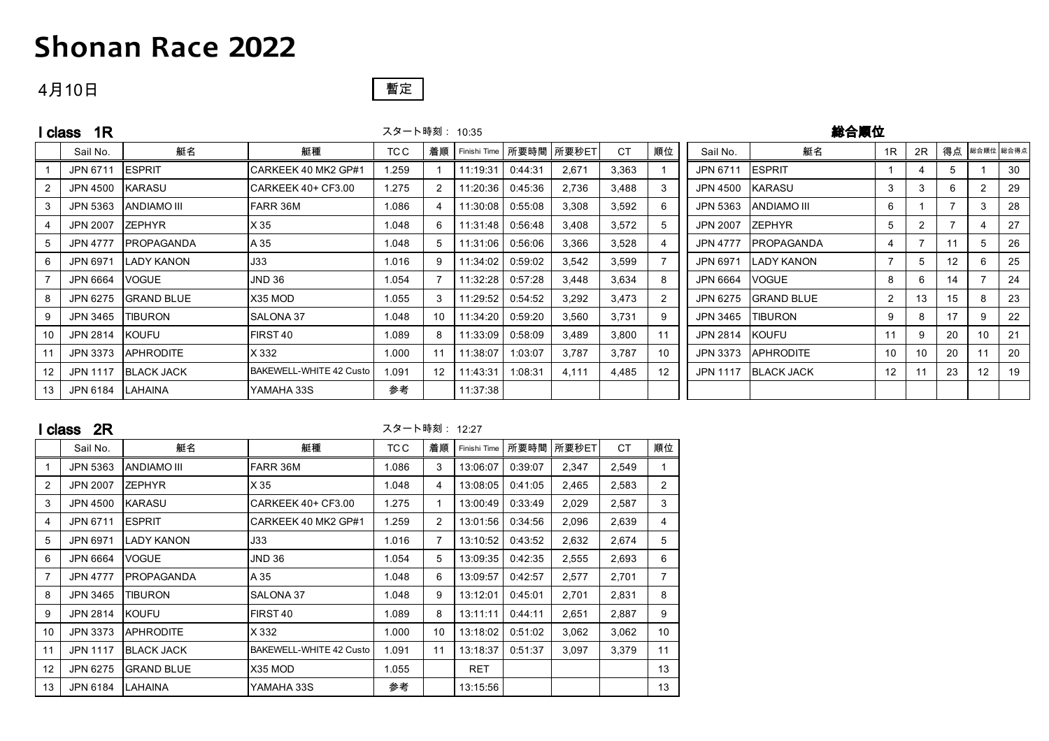# Shonan Race 2022

4月10日

暫定

## I class 1R

スタート時刻： 10:35

| | Sail No. | 艇名 | 艇種 | TCC | 着順 | Finishi Time | 所要時間 | 所要秒ET | CT | 順位 |
|---|---|---|---|---|---|---|---|---|---|---|
| 1 | JPN 6711 | ESPRIT | CARKEEK 40 MK2 GP#1 | 1.259 | 1 | 11:19:31 | 0:44:31 | 2,671 | 3,363 | 1 |
| 2 | JPN 4500 | KARASU | CARKEEK 40+ CF3.00 | 1.275 | 2 | 11:20:36 | 0:45:36 | 2,736 | 3,488 | 3 |
| 3 | JPN 5363 | ANDIAMO III | FARR 36M | 1.086 | 4 | 11:30:08 | 0:55:08 | 3,308 | 3,592 | 6 |
| 4 | JPN 2007 | ZEPHYR | X 35 | 1.048 | 6 | 11:31:48 | 0:56:48 | 3,408 | 3,572 | 5 |
| 5 | JPN 4777 | PROPAGANDA | A 35 | 1.048 | 5 | 11:31:06 | 0:56:06 | 3,366 | 3,528 | 4 |
| 6 | JPN 6971 | LADY KANON | J33 | 1.016 | 9 | 11:34:02 | 0:59:02 | 3,542 | 3,599 | 7 |
| 7 | JPN 6664 | VOGUE | JND 36 | 1.054 | 7 | 11:32:28 | 0:57:28 | 3,448 | 3,634 | 8 |
| 8 | JPN 6275 | GRAND BLUE | X35 MOD | 1.055 | 3 | 11:29:52 | 0:54:52 | 3,292 | 3,473 | 2 |
| 9 | JPN 3465 | TIBURON | SALONA 37 | 1.048 | 10 | 11:34:20 | 0:59:20 | 3,560 | 3,731 | 9 |
| 10 | JPN 2814 | KOUFU | FIRST 40 | 1.089 | 8 | 11:33:09 | 0:58:09 | 3,489 | 3,800 | 11 |
| 11 | JPN 3373 | APHRODITE | X 332 | 1.000 | 11 | 11:38:07 | 1:03:07 | 3,787 | 3,787 | 10 |
| 12 | JPN 1117 | BLACK JACK | BAKEWELL-WHITE 42 Custo | 1.091 | 12 | 11:43:31 | 1:08:31 | 4,111 | 4,485 | 12 |
| 13 | JPN 6184 | LAHAINA | YAMAHA 33S | 参考 | | 11:37:38 | | | | |

## 総合順位

| Sail No. | 艇名 | 1R | 2R | 得点 | 総合順位 | 総合得点 |
|---|---|---|---|---|---|---|
| JPN 6711 | ESPRIT | 1 | 4 | 5 | 1 | 30 |
| JPN 4500 | KARASU | 3 | 3 | 6 | 2 | 29 |
| JPN 5363 | ANDIAMO III | 6 | 1 | 7 | 3 | 28 |
| JPN 2007 | ZEPHYR | 5 | 2 | 7 | 4 | 27 |
| JPN 4777 | PROPAGANDA | 4 | 7 | 11 | 5 | 26 |
| JPN 6971 | LADY KANON | 7 | 5 | 12 | 6 | 25 |
| JPN 6664 | VOGUE | 8 | 6 | 14 | 7 | 24 |
| JPN 6275 | GRAND BLUE | 2 | 13 | 15 | 8 | 23 |
| JPN 3465 | TIBURON | 9 | 8 | 17 | 9 | 22 |
| JPN 2814 | KOUFU | 11 | 9 | 20 | 10 | 21 |
| JPN 3373 | APHRODITE | 10 | 10 | 20 | 11 | 20 |
| JPN 1117 | BLACK JACK | 12 | 11 | 23 | 12 | 19 |
| | | | | | | |

## I class 2R

スタート時刻： 12:27

| | Sail No. | 艇名 | 艇種 | TCC | 着順 | Finishi Time | 所要時間 | 所要秒ET | CT | 順位 |
|---|---|---|---|---|---|---|---|---|---|---|
| 1 | JPN 5363 | ANDIAMO III | FARR 36M | 1.086 | 3 | 13:06:07 | 0:39:07 | 2,347 | 2,549 | 1 |
| 2 | JPN 2007 | ZEPHYR | X 35 | 1.048 | 4 | 13:08:05 | 0:41:05 | 2,465 | 2,583 | 2 |
| 3 | JPN 4500 | KARASU | CARKEEK 40+ CF3.00 | 1.275 | 1 | 13:00:49 | 0:33:49 | 2,029 | 2,587 | 3 |
| 4 | JPN 6711 | ESPRIT | CARKEEK 40 MK2 GP#1 | 1.259 | 2 | 13:01:56 | 0:34:56 | 2,096 | 2,639 | 4 |
| 5 | JPN 6971 | LADY KANON | J33 | 1.016 | 7 | 13:10:52 | 0:43:52 | 2,632 | 2,674 | 5 |
| 6 | JPN 6664 | VOGUE | JND 36 | 1.054 | 5 | 13:09:35 | 0:42:35 | 2,555 | 2,693 | 6 |
| 7 | JPN 4777 | PROPAGANDA | A 35 | 1.048 | 6 | 13:09:57 | 0:42:57 | 2,577 | 2,701 | 7 |
| 8 | JPN 3465 | TIBURON | SALONA 37 | 1.048 | 9 | 13:12:01 | 0:45:01 | 2,701 | 2,831 | 8 |
| 9 | JPN 2814 | KOUFU | FIRST 40 | 1.089 | 8 | 13:11:11 | 0:44:11 | 2,651 | 2,887 | 9 |
| 10 | JPN 3373 | APHRODITE | X 332 | 1.000 | 10 | 13:18:02 | 0:51:02 | 3,062 | 3,062 | 10 |
| 11 | JPN 1117 | BLACK JACK | BAKEWELL-WHITE 42 Custo | 1.091 | 11 | 13:18:37 | 0:51:37 | 3,097 | 3,379 | 11 |
| 12 | JPN 6275 | GRAND BLUE | X35 MOD | 1.055 | | RET | | | | 13 |
| 13 | JPN 6184 | LAHAINA | YAMAHA 33S | 参考 | | 13:15:56 | | | | 13 |